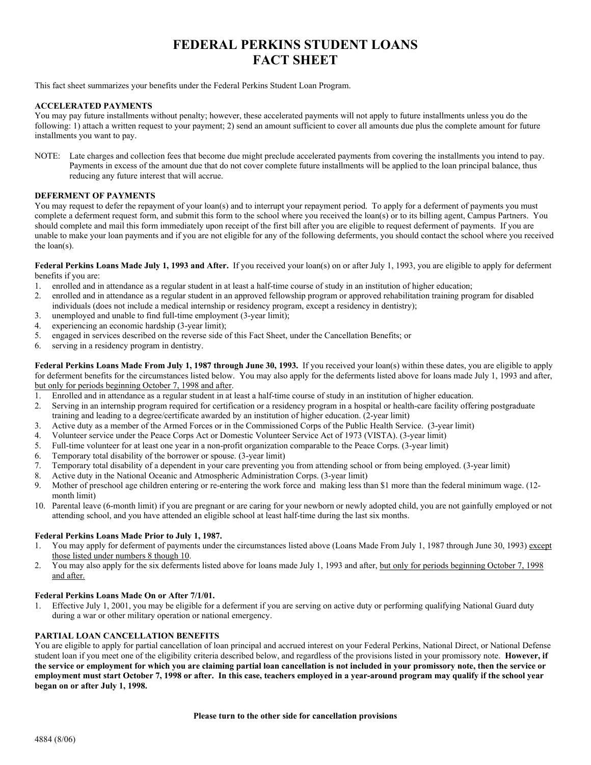# FEDERAL PERKINS STUDENT LOANS
# FACT SHEET

This fact sheet summarizes your benefits under the Federal Perkins Student Loan Program.

**ACCELERATED PAYMENTS**

You may pay future installments without penalty; however, these accelerated payments will not apply to future installments unless you do the following: 1) attach a written request to your payment; 2) send an amount sufficient to cover all amounts due plus the complete amount for future installments you want to pay.

NOTE: Late charges and collection fees that become due might preclude accelerated payments from covering the installments you intend to pay. Payments in excess of the amount due that do not cover complete future installments will be applied to the loan principal balance, thus reducing any future interest that will accrue.

**DEFERMENT OF PAYMENTS**

You may request to defer the repayment of your loan(s) and to interrupt your repayment period. To apply for a deferment of payments you must complete a deferment request form, and submit this form to the school where you received the loan(s) or to its billing agent, Campus Partners. You should complete and mail this form immediately upon receipt of the first bill after you are eligible to request deferment of payments. If you are unable to make your loan payments and if you are not eligible for any of the following deferments, you should contact the school where you received the loan(s).

**Federal Perkins Loans Made July 1, 1993 and After.** If you received your loan(s) on or after July 1, 1993, you are eligible to apply for deferment benefits if you are:

1. enrolled and in attendance as a regular student in at least a half-time course of study in an institution of higher education;
2. enrolled and in attendance as a regular student in an approved fellowship program or approved rehabilitation training program for disabled individuals (does not include a medical internship or residency program, except a residency in dentistry);
3. unemployed and unable to find full-time employment (3-year limit);
4. experiencing an economic hardship (3-year limit);
5. engaged in services described on the reverse side of this Fact Sheet, under the Cancellation Benefits; or
6. serving in a residency program in dentistry.

**Federal Perkins Loans Made From July 1, 1987 through June 30, 1993.** If you received your loan(s) within these dates, you are eligible to apply for deferment benefits for the circumstances listed below. You may also apply for the deferments listed above for loans made July 1, 1993 and after, <u>but only for periods beginning October 7, 1998 and after</u>.

1. Enrolled and in attendance as a regular student in at least a half-time course of study in an institution of higher education.
2. Serving in an internship program required for certification or a residency program in a hospital or health-care facility offering postgraduate training and leading to a degree/certificate awarded by an institution of higher education. (2-year limit)
3. Active duty as a member of the Armed Forces or in the Commissioned Corps of the Public Health Service. (3-year limit)
4. Volunteer service under the Peace Corps Act or Domestic Volunteer Service Act of 1973 (VISTA). (3-year limit)
5. Full-time volunteer for at least one year in a non-profit organization comparable to the Peace Corps. (3-year limit)
6. Temporary total disability of the borrower or spouse. (3-year limit)
7. Temporary total disability of a dependent in your care preventing you from attending school or from being employed. (3-year limit)
8. Active duty in the National Oceanic and Atmospheric Administration Corps. (3-year limit)
9. Mother of preschool age children entering or re-entering the work force and making less than $1 more than the federal minimum wage. (12-month limit)
10. Parental leave (6-month limit) if you are pregnant or are caring for your newborn or newly adopted child, you are not gainfully employed or not attending school, and you have attended an eligible school at least half-time during the last six months.

**Federal Perkins Loans Made Prior to July 1, 1987.**

1. You may apply for deferment of payments under the circumstances listed above (Loans Made From July 1, 1987 through June 30, 1993) <u>except those listed under numbers 8 though 10</u>.
2. You may also apply for the six deferments listed above for loans made July 1, 1993 and after, <u>but only for periods beginning October 7, 1998 and after.</u>

**Federal Perkins Loans Made On or After 7/1/01.**

1. Effective July 1, 2001, you may be eligible for a deferment if you are serving on active duty or performing qualifying National Guard duty during a war or other military operation or national emergency.

**PARTIAL LOAN CANCELLATION BENEFITS**

You are eligible to apply for partial cancellation of loan principal and accrued interest on your Federal Perkins, National Direct, or National Defense student loan if you meet one of the eligibility criteria described below, and regardless of the provisions listed in your promissory note. **However, if the service or employment for which you are claiming partial loan cancellation is not included in your promissory note, then the service or employment must start October 7, 1998 or after. In this case, teachers employed in a year-around program may qualify if the school year began on or after July 1, 1998.**

**Please turn to the other side for cancellation provisions**

4884 (8/06)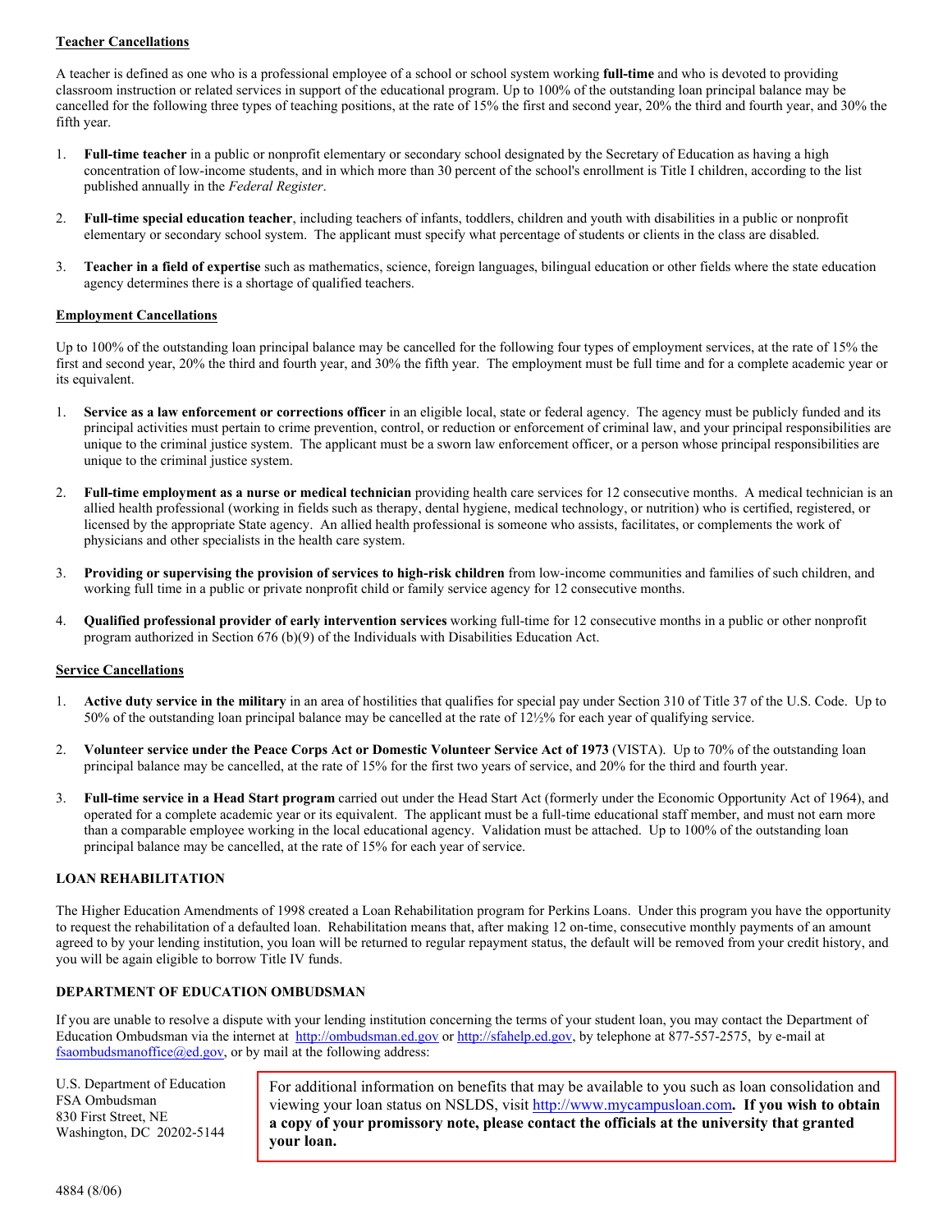## Teacher Cancellations

A teacher is defined as one who is a professional employee of a school or school system working **full-time** and who is devoted to providing classroom instruction or related services in support of the educational program. Up to 100% of the outstanding loan principal balance may be cancelled for the following three types of teaching positions, at the rate of 15% the first and second year, 20% the third and fourth year, and 30% the fifth year.

1. **Full-time teacher** in a public or nonprofit elementary or secondary school designated by the Secretary of Education as having a high concentration of low-income students, and in which more than 30 percent of the school's enrollment is Title I children, according to the list published annually in the *Federal Register*.

2. **Full-time special education teacher**, including teachers of infants, toddlers, children and youth with disabilities in a public or nonprofit elementary or secondary school system. The applicant must specify what percentage of students or clients in the class are disabled.

3. **Teacher in a field of expertise** such as mathematics, science, foreign languages, bilingual education or other fields where the state education agency determines there is a shortage of qualified teachers.

## Employment Cancellations

Up to 100% of the outstanding loan principal balance may be cancelled for the following four types of employment services, at the rate of 15% the first and second year, 20% the third and fourth year, and 30% the fifth year. The employment must be full time and for a complete academic year or its equivalent.

1. **Service as a law enforcement or corrections officer** in an eligible local, state or federal agency. The agency must be publicly funded and its principal activities must pertain to crime prevention, control, or reduction or enforcement of criminal law, and your principal responsibilities are unique to the criminal justice system. The applicant must be a sworn law enforcement officer, or a person whose principal responsibilities are unique to the criminal justice system.

2. **Full-time employment as a nurse or medical technician** providing health care services for 12 consecutive months. A medical technician is an allied health professional (working in fields such as therapy, dental hygiene, medical technology, or nutrition) who is certified, registered, or licensed by the appropriate State agency. An allied health professional is someone who assists, facilitates, or complements the work of physicians and other specialists in the health care system.

3. **Providing or supervising the provision of services to high-risk children** from low-income communities and families of such children, and working full time in a public or private nonprofit child or family service agency for 12 consecutive months.

4. **Qualified professional provider of early intervention services** working full-time for 12 consecutive months in a public or other nonprofit program authorized in Section 676 (b)(9) of the Individuals with Disabilities Education Act.

## Service Cancellations

1. **Active duty service in the military** in an area of hostilities that qualifies for special pay under Section 310 of Title 37 of the U.S. Code. Up to 50% of the outstanding loan principal balance may be cancelled at the rate of 12½% for each year of qualifying service.

2. **Volunteer service under the Peace Corps Act or Domestic Volunteer Service Act of 1973** (VISTA). Up to 70% of the outstanding loan principal balance may be cancelled, at the rate of 15% for the first two years of service, and 20% for the third and fourth year.

3. **Full-time service in a Head Start program** carried out under the Head Start Act (formerly under the Economic Opportunity Act of 1964), and operated for a complete academic year or its equivalent. The applicant must be a full-time educational staff member, and must not earn more than a comparable employee working in the local educational agency. Validation must be attached. Up to 100% of the outstanding loan principal balance may be cancelled, at the rate of 15% for each year of service.

## LOAN REHABILITATION

The Higher Education Amendments of 1998 created a Loan Rehabilitation program for Perkins Loans. Under this program you have the opportunity to request the rehabilitation of a defaulted loan. Rehabilitation means that, after making 12 on-time, consecutive monthly payments of an amount agreed to by your lending institution, you loan will be returned to regular repayment status, the default will be removed from your credit history, and you will be again eligible to borrow Title IV funds.

## DEPARTMENT OF EDUCATION OMBUDSMAN

If you are unable to resolve a dispute with your lending institution concerning the terms of your student loan, you may contact the Department of Education Ombudsman via the internet at http://ombudsman.ed.gov or http://sfahelp.ed.gov, by telephone at 877-557-2575, by e-mail at fsaombudsmanoffice@ed.gov, or by mail at the following address:

U.S. Department of Education
FSA Ombudsman
830 First Street, NE
Washington, DC 20202-5144

For additional information on benefits that may be available to you such as loan consolidation and viewing your loan status on NSLDS, visit http://www.mycampusloan.com**. If you wish to obtain a copy of your promissory note, please contact the officials at the university that granted your loan.**

4884 (8/06)